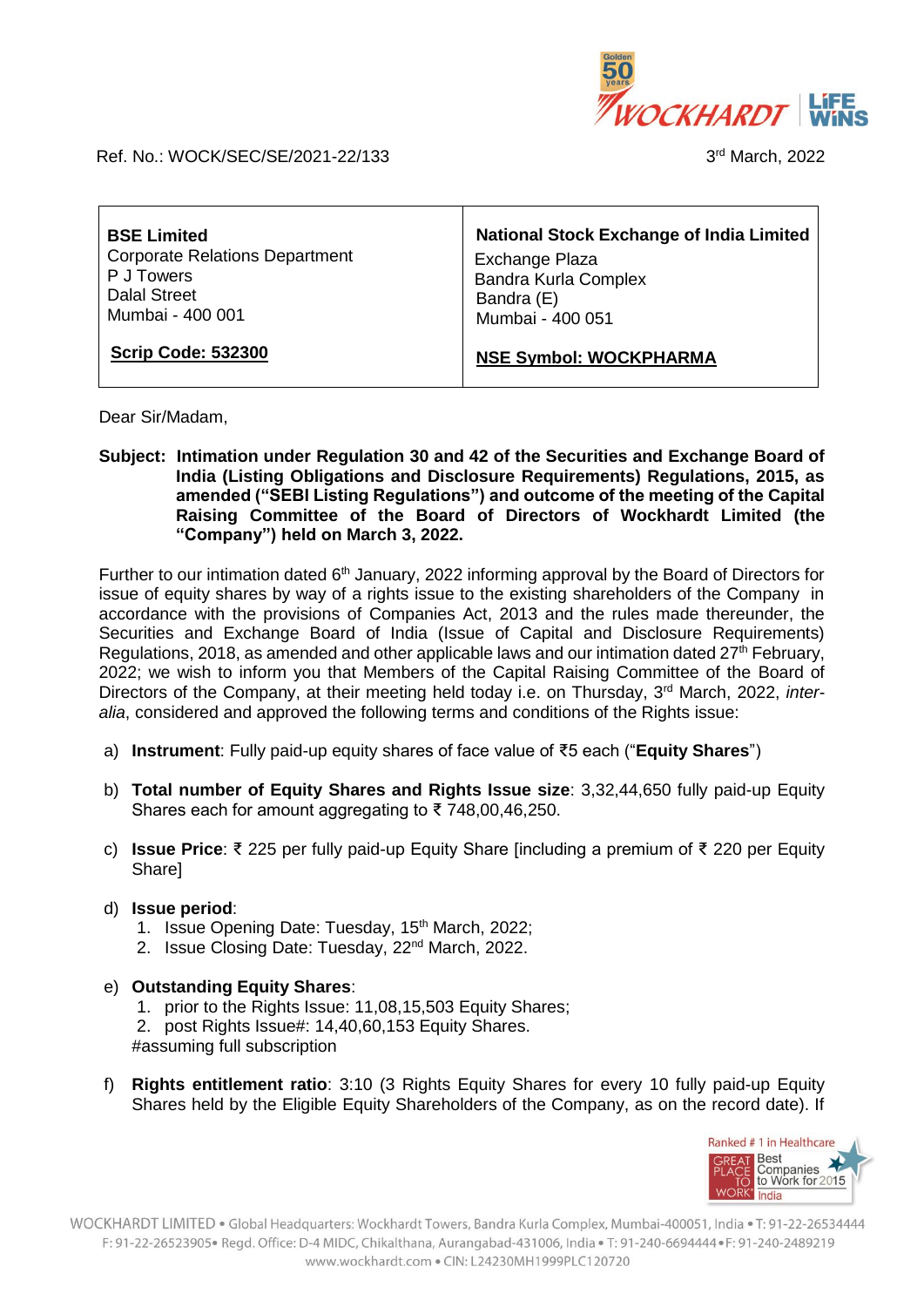Ref. No.: WOCK/SEC/SE/2021-22/133

3rd March, 2022

| **BSE Limited**<br>Corporate Relations Department<br>P J Towers<br>Dalal Street<br>Mumbai - 400 001<br><br>**Scrip Code: 532300** | **National Stock Exchange of India Limited**<br>Exchange Plaza<br>Bandra Kurla Complex<br>Bandra (E)<br>Mumbai - 400 051<br><br>**NSE Symbol: WOCKPHARMA** |
|---|---|

Dear Sir/Madam,

**Subject: Intimation under Regulation 30 and 42 of the Securities and Exchange Board of India (Listing Obligations and Disclosure Requirements) Regulations, 2015, as amended ("SEBI Listing Regulations") and outcome of the meeting of the Capital Raising Committee of the Board of Directors of Wockhardt Limited (the "Company") held on March 3, 2022.**

Further to our intimation dated 6th January, 2022 informing approval by the Board of Directors for issue of equity shares by way of a rights issue to the existing shareholders of the Company in accordance with the provisions of Companies Act, 2013 and the rules made thereunder, the Securities and Exchange Board of India (Issue of Capital and Disclosure Requirements) Regulations, 2018, as amended and other applicable laws and our intimation dated 27th February, 2022; we wish to inform you that Members of the Capital Raising Committee of the Board of Directors of the Company, at their meeting held today i.e. on Thursday, 3rd March, 2022, *inter-alia*, considered and approved the following terms and conditions of the Rights issue:

a) **Instrument**: Fully paid-up equity shares of face value of ₹5 each ("**Equity Shares**")

b) **Total number of Equity Shares and Rights Issue size**: 3,32,44,650 fully paid-up Equity Shares each for amount aggregating to ₹ 748,00,46,250.

c) **Issue Price**: ₹ 225 per fully paid-up Equity Share [including a premium of ₹ 220 per Equity Share]

d) **Issue period**:
   1. Issue Opening Date: Tuesday, 15th March, 2022;
   2. Issue Closing Date: Tuesday, 22nd March, 2022.

e) **Outstanding Equity Shares**:
   1. prior to the Rights Issue: 11,08,15,503 Equity Shares;
   2. post Rights Issue#: 14,40,60,153 Equity Shares.

   #assuming full subscription

f) **Rights entitlement ratio**: 3:10 (3 Rights Equity Shares for every 10 fully paid-up Equity Shares held by the Eligible Equity Shareholders of the Company, as on the record date). If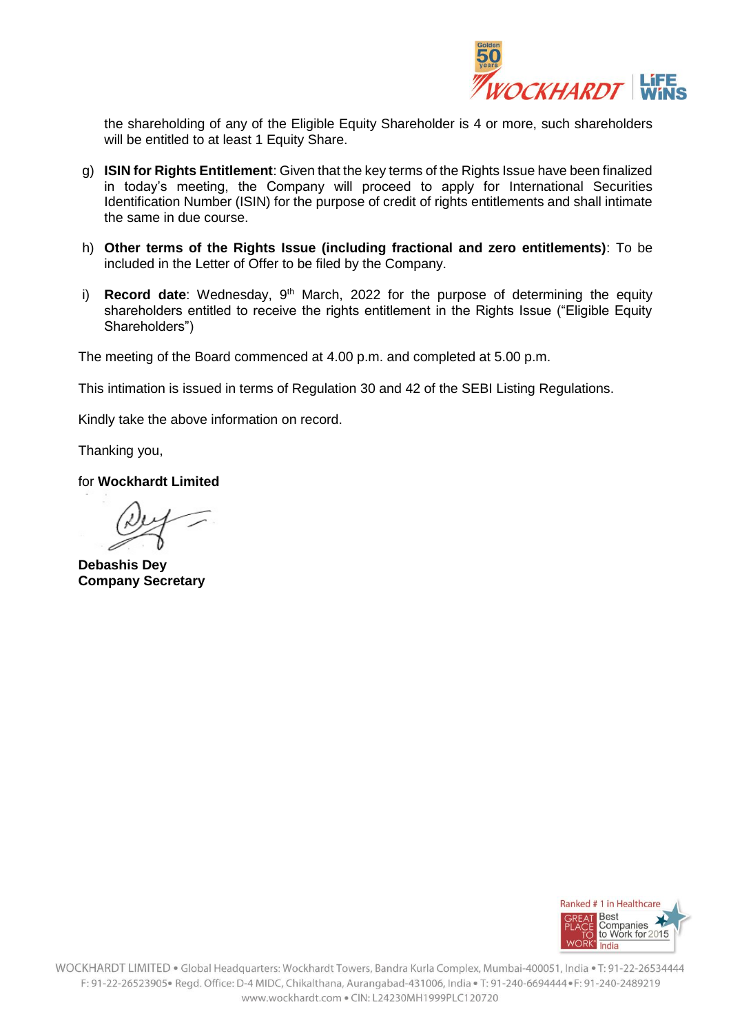the shareholding of any of the Eligible Equity Shareholder is 4 or more, such shareholders will be entitled to at least 1 Equity Share.

g) **ISIN for Rights Entitlement**: Given that the key terms of the Rights Issue have been finalized in today's meeting, the Company will proceed to apply for International Securities Identification Number (ISIN) for the purpose of credit of rights entitlements and shall intimate the same in due course.

h) **Other terms of the Rights Issue (including fractional and zero entitlements)**: To be included in the Letter of Offer to be filed by the Company.

i) **Record date**: Wednesday, 9th March, 2022 for the purpose of determining the equity shareholders entitled to receive the rights entitlement in the Rights Issue ("Eligible Equity Shareholders")

The meeting of the Board commenced at 4.00 p.m. and completed at 5.00 p.m.

This intimation is issued in terms of Regulation 30 and 42 of the SEBI Listing Regulations.

Kindly take the above information on record.

Thanking you,

for **Wockhardt Limited**

**Debashis Dey**
**Company Secretary**

WOCKHARDT LIMITED • Global Headquarters: Wockhardt Towers, Bandra Kurla Complex, Mumbai-400051, India • T: 91-22-26534444 F: 91-22-26523905• Regd. Office: D-4 MIDC, Chikalthana, Aurangabad-431006, India • T: 91-240-6694444 • F: 91-240-2489219 www.wockhardt.com • CIN: L24230MH1999PLC120720